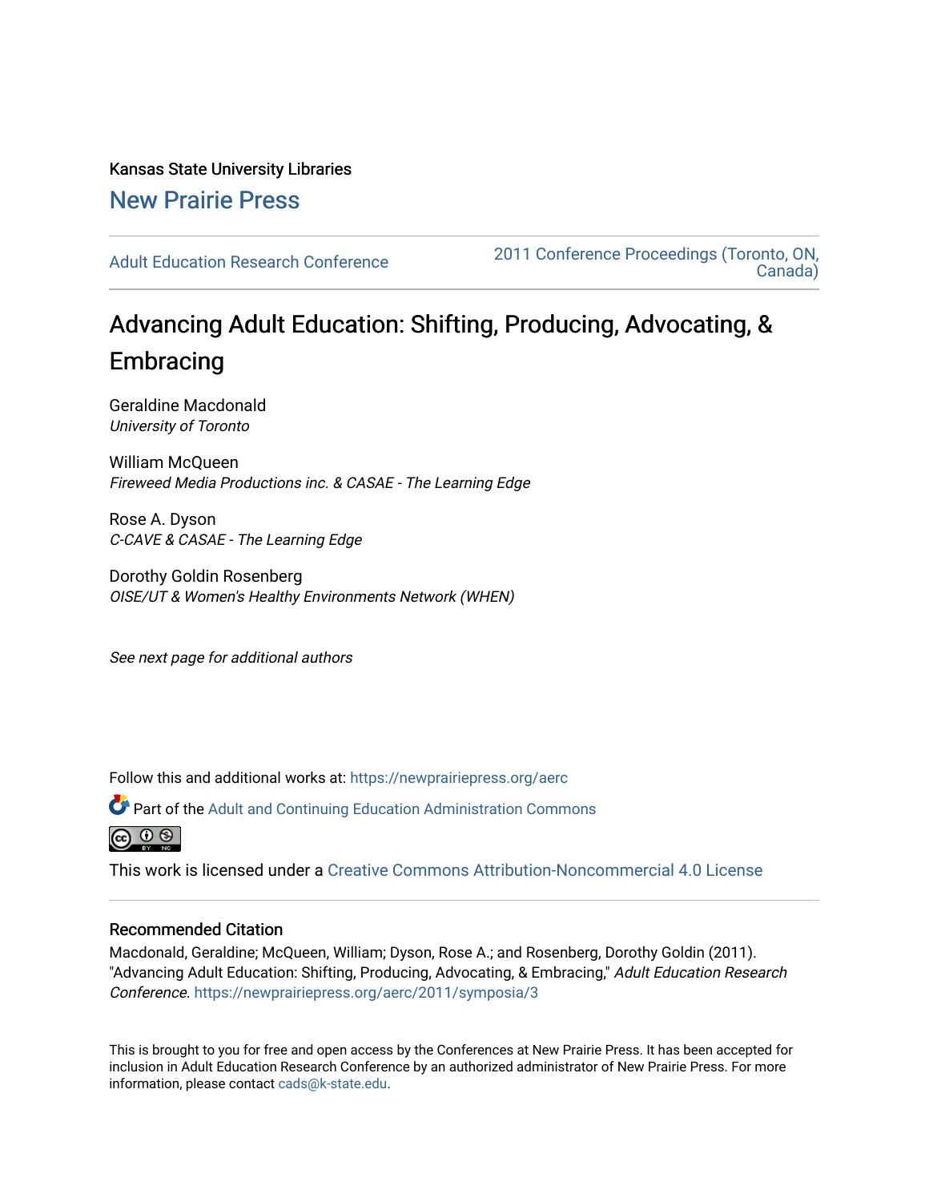Kansas State University Libraries

New Prairie Press

Adult Education Research Conference

2011 Conference Proceedings (Toronto, ON, Canada)

# Advancing Adult Education: Shifting, Producing, Advocating, & Embracing

Geraldine Macdonald
*University of Toronto*

William McQueen
*Fireweed Media Productions inc. & CASAE - The Learning Edge*

Rose A. Dyson
*C-CAVE & CASAE - The Learning Edge*

Dorothy Goldin Rosenberg
*OISE/UT & Women's Healthy Environments Network (WHEN)*

*See next page for additional authors*

Follow this and additional works at: https://newprairiepress.org/aerc

Part of the Adult and Continuing Education Administration Commons

This work is licensed under a Creative Commons Attribution-Noncommercial 4.0 License

## Recommended Citation

Macdonald, Geraldine; McQueen, William; Dyson, Rose A.; and Rosenberg, Dorothy Goldin (2011). "Advancing Adult Education: Shifting, Producing, Advocating, & Embracing," *Adult Education Research Conference*. https://newprairiepress.org/aerc/2011/symposia/3

This is brought to you for free and open access by the Conferences at New Prairie Press. It has been accepted for inclusion in Adult Education Research Conference by an authorized administrator of New Prairie Press. For more information, please contact cads@k-state.edu.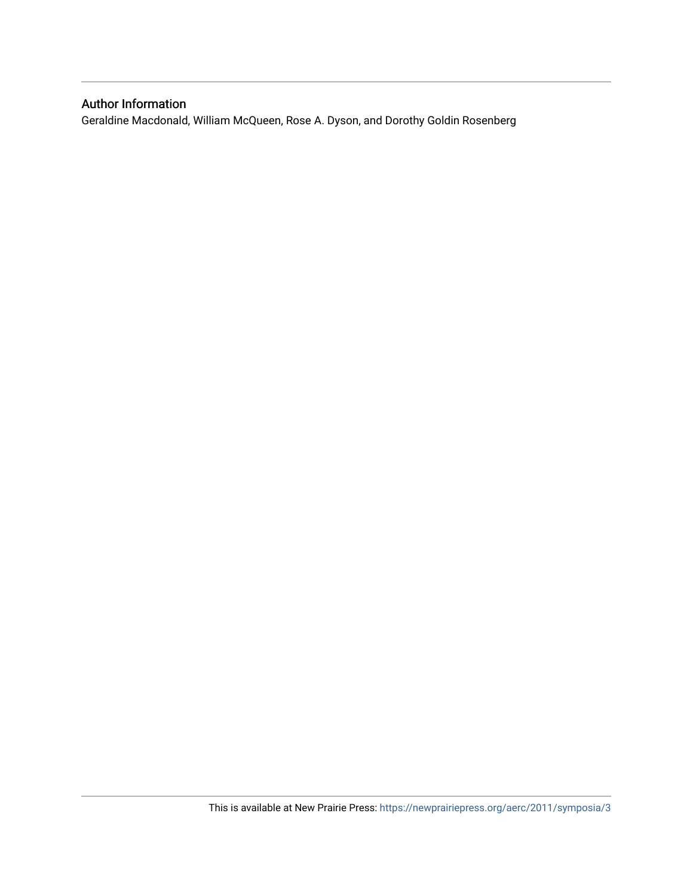## Author Information

Geraldine Macdonald, William McQueen, Rose A. Dyson, and Dorothy Goldin Rosenberg

This is available at New Prairie Press: https://newprairiepress.org/aerc/2011/symposia/3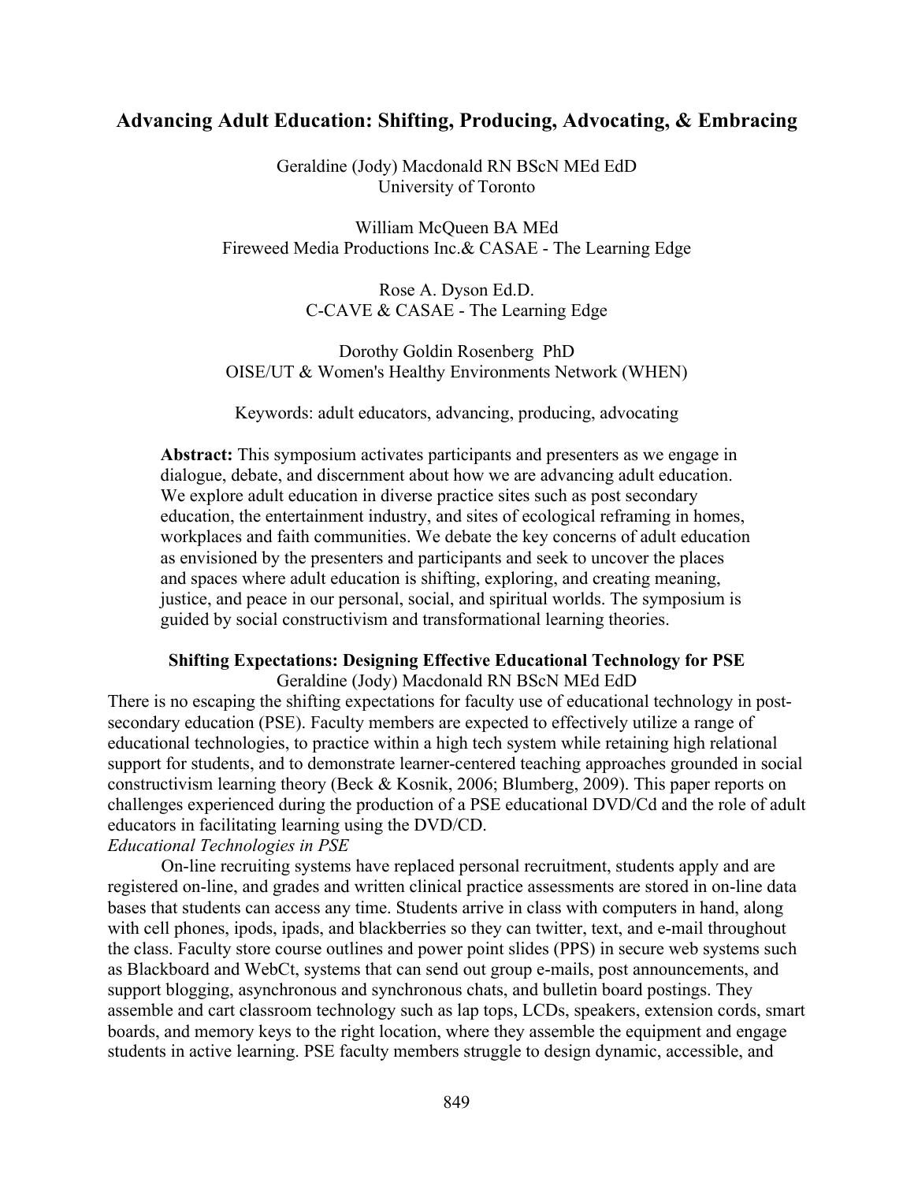## Advancing Adult Education: Shifting, Producing, Advocating, & Embracing

Geraldine (Jody) Macdonald RN BScN MEd EdD
University of Toronto

William McQueen BA MEd
Fireweed Media Productions Inc.& CASAE - The Learning Edge

Rose A. Dyson Ed.D.
C-CAVE & CASAE - The Learning Edge

Dorothy Goldin Rosenberg PhD
OISE/UT & Women's Healthy Environments Network (WHEN)

Keywords: adult educators, advancing, producing, advocating

**Abstract:** This symposium activates participants and presenters as we engage in dialogue, debate, and discernment about how we are advancing adult education. We explore adult education in diverse practice sites such as post secondary education, the entertainment industry, and sites of ecological reframing in homes, workplaces and faith communities. We debate the key concerns of adult education as envisioned by the presenters and participants and seek to uncover the places and spaces where adult education is shifting, exploring, and creating meaning, justice, and peace in our personal, social, and spiritual worlds. The symposium is guided by social constructivism and transformational learning theories.

### Shifting Expectations: Designing Effective Educational Technology for PSE

Geraldine (Jody) Macdonald RN BScN MEd EdD

There is no escaping the shifting expectations for faculty use of educational technology in post-secondary education (PSE). Faculty members are expected to effectively utilize a range of educational technologies, to practice within a high tech system while retaining high relational support for students, and to demonstrate learner-centered teaching approaches grounded in social constructivism learning theory (Beck & Kosnik, 2006; Blumberg, 2009). This paper reports on challenges experienced during the production of a PSE educational DVD/Cd and the role of adult educators in facilitating learning using the DVD/CD.

*Educational Technologies in PSE*

On-line recruiting systems have replaced personal recruitment, students apply and are registered on-line, and grades and written clinical practice assessments are stored in on-line data bases that students can access any time. Students arrive in class with computers in hand, along with cell phones, ipods, ipads, and blackberries so they can twitter, text, and e-mail throughout the class. Faculty store course outlines and power point slides (PPS) in secure web systems such as Blackboard and WebCt, systems that can send out group e-mails, post announcements, and support blogging, asynchronous and synchronous chats, and bulletin board postings. They assemble and cart classroom technology such as lap tops, LCDs, speakers, extension cords, smart boards, and memory keys to the right location, where they assemble the equipment and engage students in active learning. PSE faculty members struggle to design dynamic, accessible, and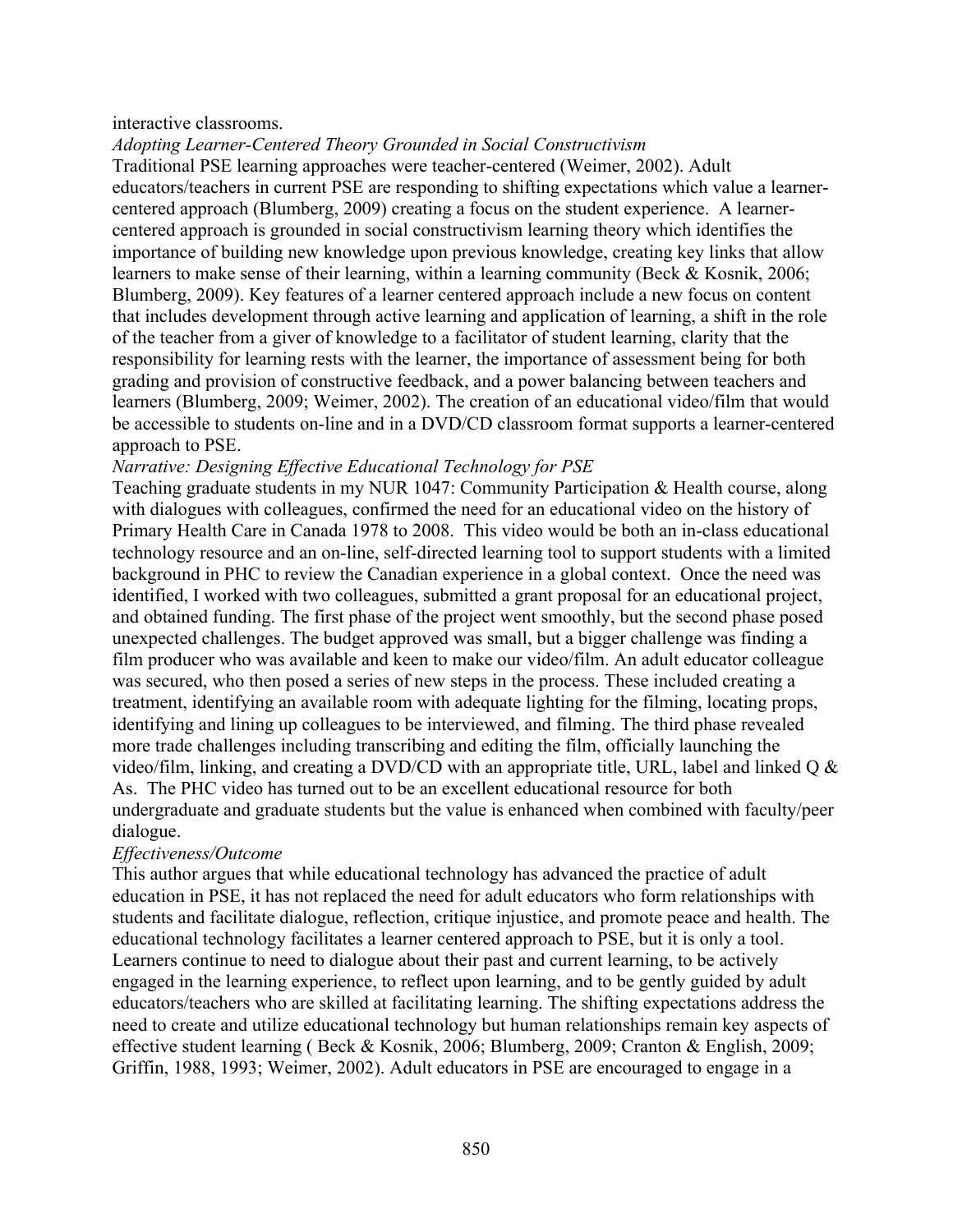interactive classrooms.

*Adopting Learner-Centered Theory Grounded in Social Constructivism*

Traditional PSE learning approaches were teacher-centered (Weimer, 2002). Adult educators/teachers in current PSE are responding to shifting expectations which value a learner-centered approach (Blumberg, 2009) creating a focus on the student experience. A learner-centered approach is grounded in social constructivism learning theory which identifies the importance of building new knowledge upon previous knowledge, creating key links that allow learners to make sense of their learning, within a learning community (Beck & Kosnik, 2006; Blumberg, 2009). Key features of a learner centered approach include a new focus on content that includes development through active learning and application of learning, a shift in the role of the teacher from a giver of knowledge to a facilitator of student learning, clarity that the responsibility for learning rests with the learner, the importance of assessment being for both grading and provision of constructive feedback, and a power balancing between teachers and learners (Blumberg, 2009; Weimer, 2002). The creation of an educational video/film that would be accessible to students on-line and in a DVD/CD classroom format supports a learner-centered approach to PSE.

*Narrative: Designing Effective Educational Technology for PSE*

Teaching graduate students in my NUR 1047: Community Participation & Health course, along with dialogues with colleagues, confirmed the need for an educational video on the history of Primary Health Care in Canada 1978 to 2008. This video would be both an in-class educational technology resource and an on-line, self-directed learning tool to support students with a limited background in PHC to review the Canadian experience in a global context. Once the need was identified, I worked with two colleagues, submitted a grant proposal for an educational project, and obtained funding. The first phase of the project went smoothly, but the second phase posed unexpected challenges. The budget approved was small, but a bigger challenge was finding a film producer who was available and keen to make our video/film. An adult educator colleague was secured, who then posed a series of new steps in the process. These included creating a treatment, identifying an available room with adequate lighting for the filming, locating props, identifying and lining up colleagues to be interviewed, and filming. The third phase revealed more trade challenges including transcribing and editing the film, officially launching the video/film, linking, and creating a DVD/CD with an appropriate title, URL, label and linked Q & As. The PHC video has turned out to be an excellent educational resource for both undergraduate and graduate students but the value is enhanced when combined with faculty/peer dialogue.

*Effectiveness/Outcome*

This author argues that while educational technology has advanced the practice of adult education in PSE, it has not replaced the need for adult educators who form relationships with students and facilitate dialogue, reflection, critique injustice, and promote peace and health. The educational technology facilitates a learner centered approach to PSE, but it is only a tool. Learners continue to need to dialogue about their past and current learning, to be actively engaged in the learning experience, to reflect upon learning, and to be gently guided by adult educators/teachers who are skilled at facilitating learning. The shifting expectations address the need to create and utilize educational technology but human relationships remain key aspects of effective student learning ( Beck & Kosnik, 2006; Blumberg, 2009; Cranton & English, 2009; Griffin, 1988, 1993; Weimer, 2002). Adult educators in PSE are encouraged to engage in a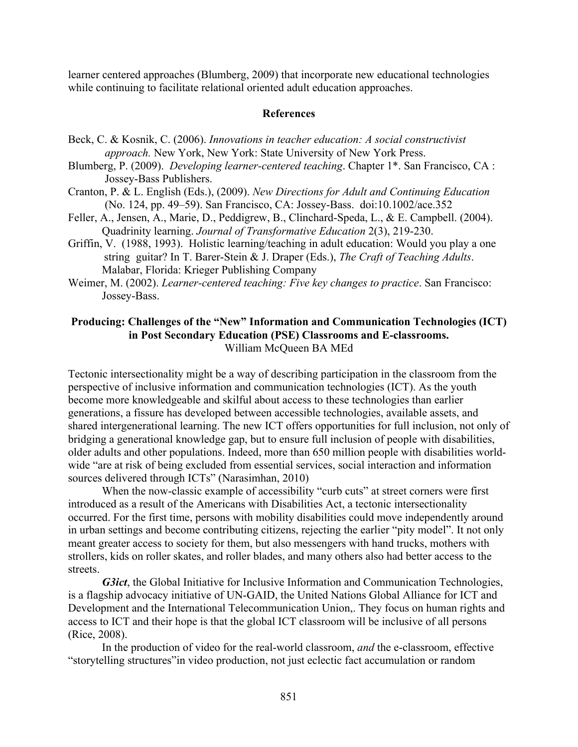learner centered approaches (Blumberg, 2009) that incorporate new educational technologies while continuing to facilitate relational oriented adult education approaches.

## References

Beck, C. & Kosnik, C. (2006). *Innovations in teacher education: A social constructivist approach.* New York, New York: State University of New York Press.

Blumberg, P. (2009). *Developing learner-centered teaching*. Chapter 1*. San Francisco, CA : Jossey-Bass Publishers.

Cranton, P. & L. English (Eds.), (2009). *New Directions for Adult and Continuing Education* (No. 124, pp. 49–59). San Francisco, CA: Jossey-Bass. doi:10.1002/ace.352

Feller, A., Jensen, A., Marie, D., Peddigrew, B., Clinchard-Speda, L., & E. Campbell. (2004). Quadrinity learning. *Journal of Transformative Education* 2(3), 219-230.

Griffin, V. (1988, 1993). Holistic learning/teaching in adult education: Would you play a one string guitar? In T. Barer-Stein & J. Draper (Eds.), *The Craft of Teaching Adults*. Malabar, Florida: Krieger Publishing Company

Weimer, M. (2002). *Learner-centered teaching: Five key changes to practice*. San Francisco: Jossey-Bass.

## Producing: Challenges of the "New" Information and Communication Technologies (ICT) in Post Secondary Education (PSE) Classrooms and E-classrooms.

William McQueen BA MEd

Tectonic intersectionality might be a way of describing participation in the classroom from the perspective of inclusive information and communication technologies (ICT). As the youth become more knowledgeable and skilful about access to these technologies than earlier generations, a fissure has developed between accessible technologies, available assets, and shared intergenerational learning. The new ICT offers opportunities for full inclusion, not only of bridging a generational knowledge gap, but to ensure full inclusion of people with disabilities, older adults and other populations. Indeed, more than 650 million people with disabilities world-wide "are at risk of being excluded from essential services, social interaction and information sources delivered through ICTs" (Narasimhan, 2010)

When the now-classic example of accessibility "curb cuts" at street corners were first introduced as a result of the Americans with Disabilities Act, a tectonic intersectionality occurred. For the first time, persons with mobility disabilities could move independently around in urban settings and become contributing citizens, rejecting the earlier "pity model". It not only meant greater access to society for them, but also messengers with hand trucks, mothers with strollers, kids on roller skates, and roller blades, and many others also had better access to the streets.

***G3ict***, the Global Initiative for Inclusive Information and Communication Technologies, is a flagship advocacy initiative of UN-GAID, the United Nations Global Alliance for ICT and Development and the International Telecommunication Union,. They focus on human rights and access to ICT and their hope is that the global ICT classroom will be inclusive of all persons (Rice, 2008).

In the production of video for the real-world classroom, *and* the e-classroom, effective "storytelling structures"in video production, not just eclectic fact accumulation or random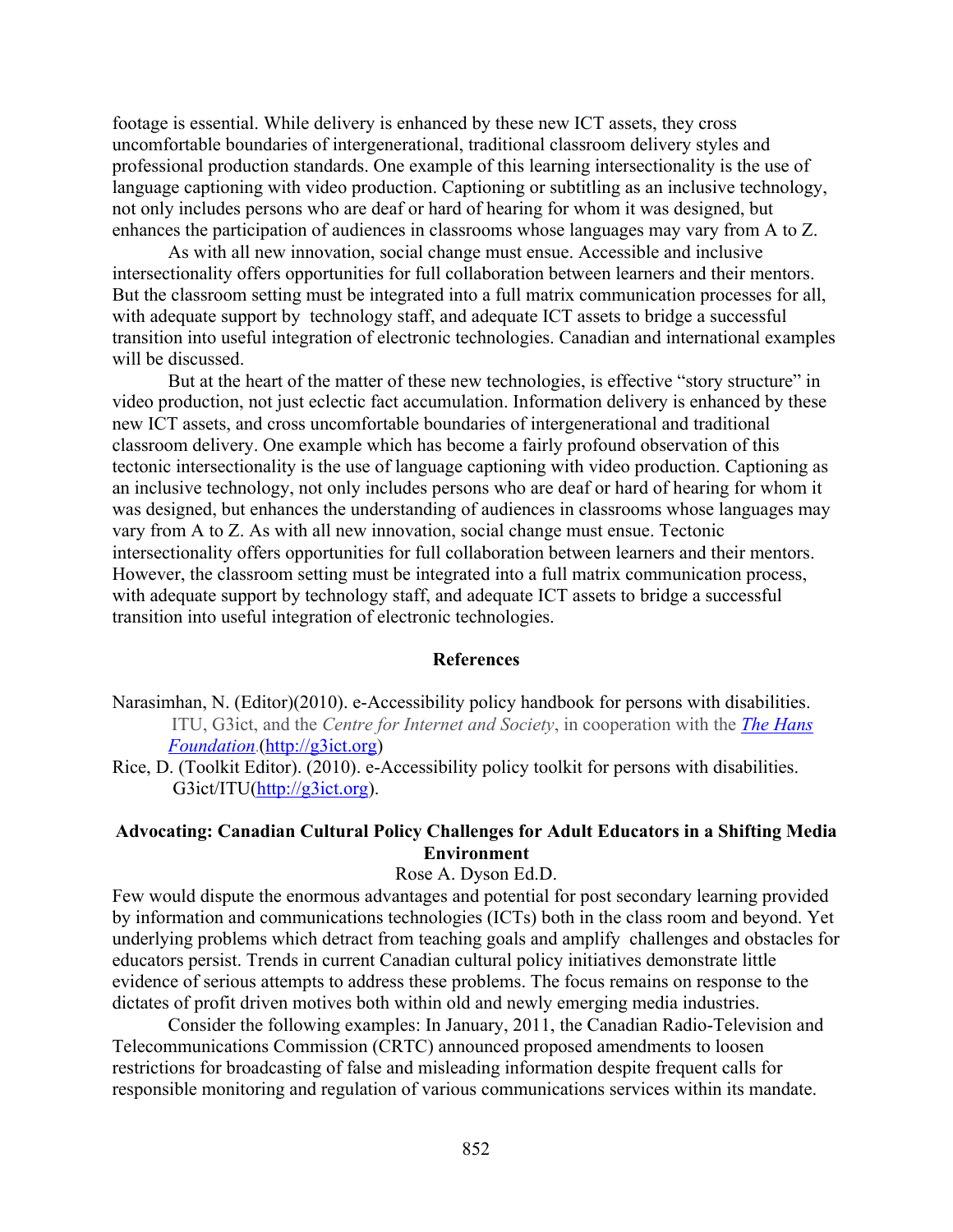footage is essential. While delivery is enhanced by these new ICT assets, they cross uncomfortable boundaries of intergenerational, traditional classroom delivery styles and professional production standards. One example of this learning intersectionality is the use of language captioning with video production. Captioning or subtitling as an inclusive technology, not only includes persons who are deaf or hard of hearing for whom it was designed, but enhances the participation of audiences in classrooms whose languages may vary from A to Z.

As with all new innovation, social change must ensue. Accessible and inclusive intersectionality offers opportunities for full collaboration between learners and their mentors. But the classroom setting must be integrated into a full matrix communication processes for all, with adequate support by technology staff, and adequate ICT assets to bridge a successful transition into useful integration of electronic technologies. Canadian and international examples will be discussed.

But at the heart of the matter of these new technologies, is effective "story structure" in video production, not just eclectic fact accumulation. Information delivery is enhanced by these new ICT assets, and cross uncomfortable boundaries of intergenerational and traditional classroom delivery. One example which has become a fairly profound observation of this tectonic intersectionality is the use of language captioning with video production. Captioning as an inclusive technology, not only includes persons who are deaf or hard of hearing for whom it was designed, but enhances the understanding of audiences in classrooms whose languages may vary from A to Z. As with all new innovation, social change must ensue. Tectonic intersectionality offers opportunities for full collaboration between learners and their mentors. However, the classroom setting must be integrated into a full matrix communication process, with adequate support by technology staff, and adequate ICT assets to bridge a successful transition into useful integration of electronic technologies.

### References

Narasimhan, N. (Editor)(2010). e-Accessibility policy handbook for persons with disabilities. ITU, G3ict, and the *Centre for Internet and Society*, in cooperation with the *[The Hans Foundation](http://g3ict.org)*.(http://g3ict.org)

Rice, D. (Toolkit Editor). (2010). e-Accessibility policy toolkit for persons with disabilities. G3ict/ITU(http://g3ict.org).

## Advocating: Canadian Cultural Policy Challenges for Adult Educators in a Shifting Media Environment

Rose A. Dyson Ed.D.

Few would dispute the enormous advantages and potential for post secondary learning provided by information and communications technologies (ICTs) both in the class room and beyond. Yet underlying problems which detract from teaching goals and amplify challenges and obstacles for educators persist. Trends in current Canadian cultural policy initiatives demonstrate little evidence of serious attempts to address these problems. The focus remains on response to the dictates of profit driven motives both within old and newly emerging media industries.

Consider the following examples: In January, 2011, the Canadian Radio-Television and Telecommunications Commission (CRTC) announced proposed amendments to loosen restrictions for broadcasting of false and misleading information despite frequent calls for responsible monitoring and regulation of various communications services within its mandate.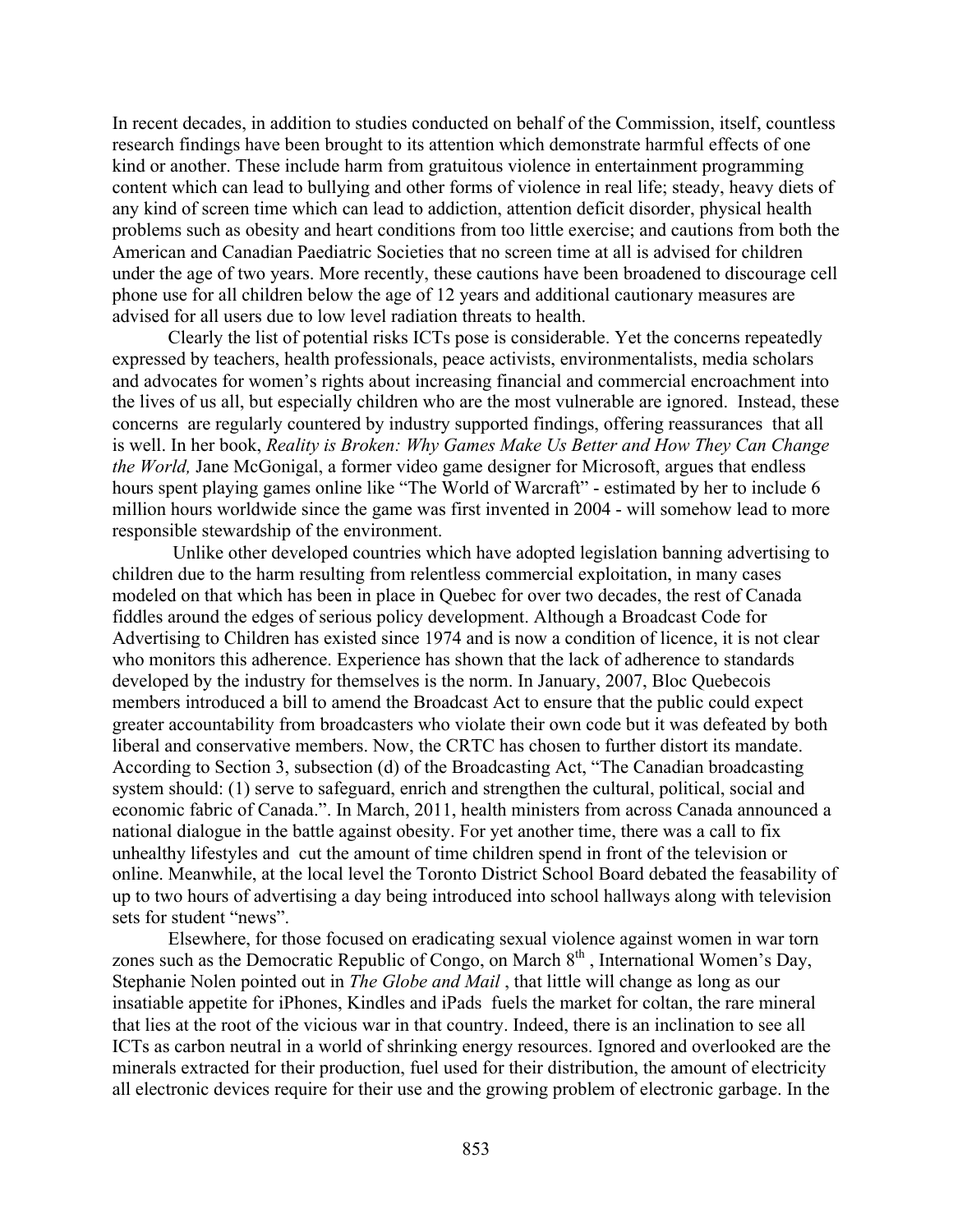In recent decades, in addition to studies conducted on behalf of the Commission, itself, countless research findings have been brought to its attention which demonstrate harmful effects of one kind or another. These include harm from gratuitous violence in entertainment programming content which can lead to bullying and other forms of violence in real life; steady, heavy diets of any kind of screen time which can lead to addiction, attention deficit disorder, physical health problems such as obesity and heart conditions from too little exercise; and cautions from both the American and Canadian Paediatric Societies that no screen time at all is advised for children under the age of two years. More recently, these cautions have been broadened to discourage cell phone use for all children below the age of 12 years and additional cautionary measures are advised for all users due to low level radiation threats to health.

Clearly the list of potential risks ICTs pose is considerable. Yet the concerns repeatedly expressed by teachers, health professionals, peace activists, environmentalists, media scholars and advocates for women's rights about increasing financial and commercial encroachment into the lives of us all, but especially children who are the most vulnerable are ignored. Instead, these concerns are regularly countered by industry supported findings, offering reassurances that all is well. In her book, *Reality is Broken: Why Games Make Us Better and How They Can Change the World,* Jane McGonigal, a former video game designer for Microsoft, argues that endless hours spent playing games online like "The World of Warcraft" - estimated by her to include 6 million hours worldwide since the game was first invented in 2004 - will somehow lead to more responsible stewardship of the environment.

Unlike other developed countries which have adopted legislation banning advertising to children due to the harm resulting from relentless commercial exploitation, in many cases modeled on that which has been in place in Quebec for over two decades, the rest of Canada fiddles around the edges of serious policy development. Although a Broadcast Code for Advertising to Children has existed since 1974 and is now a condition of licence, it is not clear who monitors this adherence. Experience has shown that the lack of adherence to standards developed by the industry for themselves is the norm. In January, 2007, Bloc Quebecois members introduced a bill to amend the Broadcast Act to ensure that the public could expect greater accountability from broadcasters who violate their own code but it was defeated by both liberal and conservative members. Now, the CRTC has chosen to further distort its mandate. According to Section 3, subsection (d) of the Broadcasting Act, "The Canadian broadcasting system should: (1) serve to safeguard, enrich and strengthen the cultural, political, social and economic fabric of Canada.". In March, 2011, health ministers from across Canada announced a national dialogue in the battle against obesity. For yet another time, there was a call to fix unhealthy lifestyles and cut the amount of time children spend in front of the television or online. Meanwhile, at the local level the Toronto District School Board debated the feasability of up to two hours of advertising a day being introduced into school hallways along with television sets for student "news".

Elsewhere, for those focused on eradicating sexual violence against women in war torn zones such as the Democratic Republic of Congo, on March 8th , International Women's Day, Stephanie Nolen pointed out in *The Globe and Mail* , that little will change as long as our insatiable appetite for iPhones, Kindles and iPads fuels the market for coltan, the rare mineral that lies at the root of the vicious war in that country. Indeed, there is an inclination to see all ICTs as carbon neutral in a world of shrinking energy resources. Ignored and overlooked are the minerals extracted for their production, fuel used for their distribution, the amount of electricity all electronic devices require for their use and the growing problem of electronic garbage. In the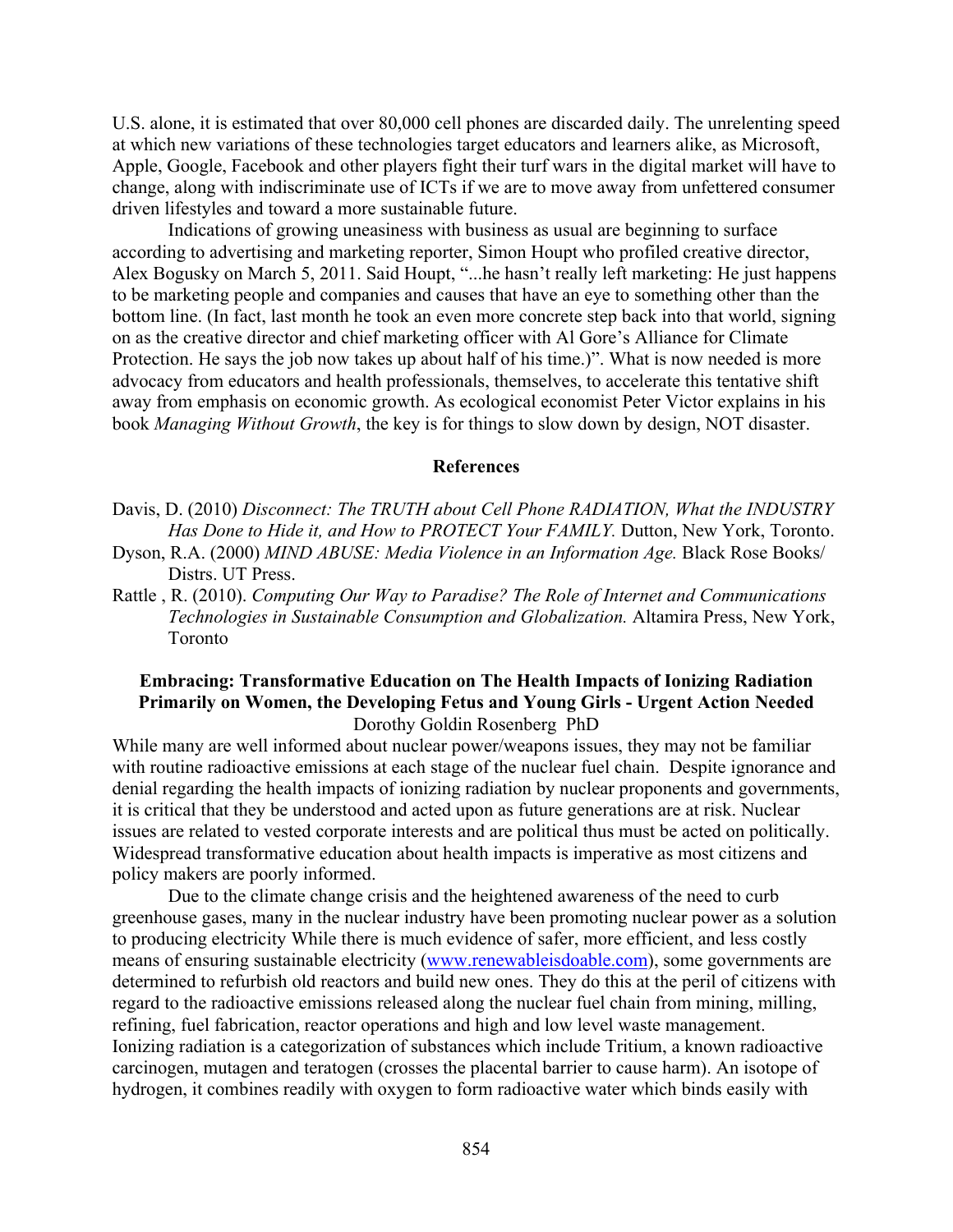U.S. alone, it is estimated that over 80,000 cell phones are discarded daily. The unrelenting speed at which new variations of these technologies target educators and learners alike, as Microsoft, Apple, Google, Facebook and other players fight their turf wars in the digital market will have to change, along with indiscriminate use of ICTs if we are to move away from unfettered consumer driven lifestyles and toward a more sustainable future.

Indications of growing uneasiness with business as usual are beginning to surface according to advertising and marketing reporter, Simon Houpt who profiled creative director, Alex Bogusky on March 5, 2011. Said Houpt, "...he hasn't really left marketing: He just happens to be marketing people and companies and causes that have an eye to something other than the bottom line. (In fact, last month he took an even more concrete step back into that world, signing on as the creative director and chief marketing officer with Al Gore's Alliance for Climate Protection. He says the job now takes up about half of his time.)". What is now needed is more advocacy from educators and health professionals, themselves, to accelerate this tentative shift away from emphasis on economic growth. As ecological economist Peter Victor explains in his book *Managing Without Growth*, the key is for things to slow down by design, NOT disaster.

### References

Davis, D. (2010) *Disconnect: The TRUTH about Cell Phone RADIATION, What the INDUSTRY Has Done to Hide it, and How to PROTECT Your FAMILY.* Dutton, New York, Toronto.

Dyson, R.A. (2000) *MIND ABUSE: Media Violence in an Information Age.* Black Rose Books/ Distrs. UT Press.

Rattle , R. (2010). *Computing Our Way to Paradise? The Role of Internet and Communications Technologies in Sustainable Consumption and Globalization.* Altamira Press, New York, Toronto

## Embracing: Transformative Education on The Health Impacts of Ionizing Radiation Primarily on Women, the Developing Fetus and Young Girls - Urgent Action Needed

Dorothy Goldin Rosenberg PhD

While many are well informed about nuclear power/weapons issues, they may not be familiar with routine radioactive emissions at each stage of the nuclear fuel chain. Despite ignorance and denial regarding the health impacts of ionizing radiation by nuclear proponents and governments, it is critical that they be understood and acted upon as future generations are at risk. Nuclear issues are related to vested corporate interests and are political thus must be acted on politically. Widespread transformative education about health impacts is imperative as most citizens and policy makers are poorly informed.

Due to the climate change crisis and the heightened awareness of the need to curb greenhouse gases, many in the nuclear industry have been promoting nuclear power as a solution to producing electricity While there is much evidence of safer, more efficient, and less costly means of ensuring sustainable electricity (www.renewableisdoable.com), some governments are determined to refurbish old reactors and build new ones. They do this at the peril of citizens with regard to the radioactive emissions released along the nuclear fuel chain from mining, milling, refining, fuel fabrication, reactor operations and high and low level waste management. Ionizing radiation is a categorization of substances which include Tritium, a known radioactive carcinogen, mutagen and teratogen (crosses the placental barrier to cause harm). An isotope of hydrogen, it combines readily with oxygen to form radioactive water which binds easily with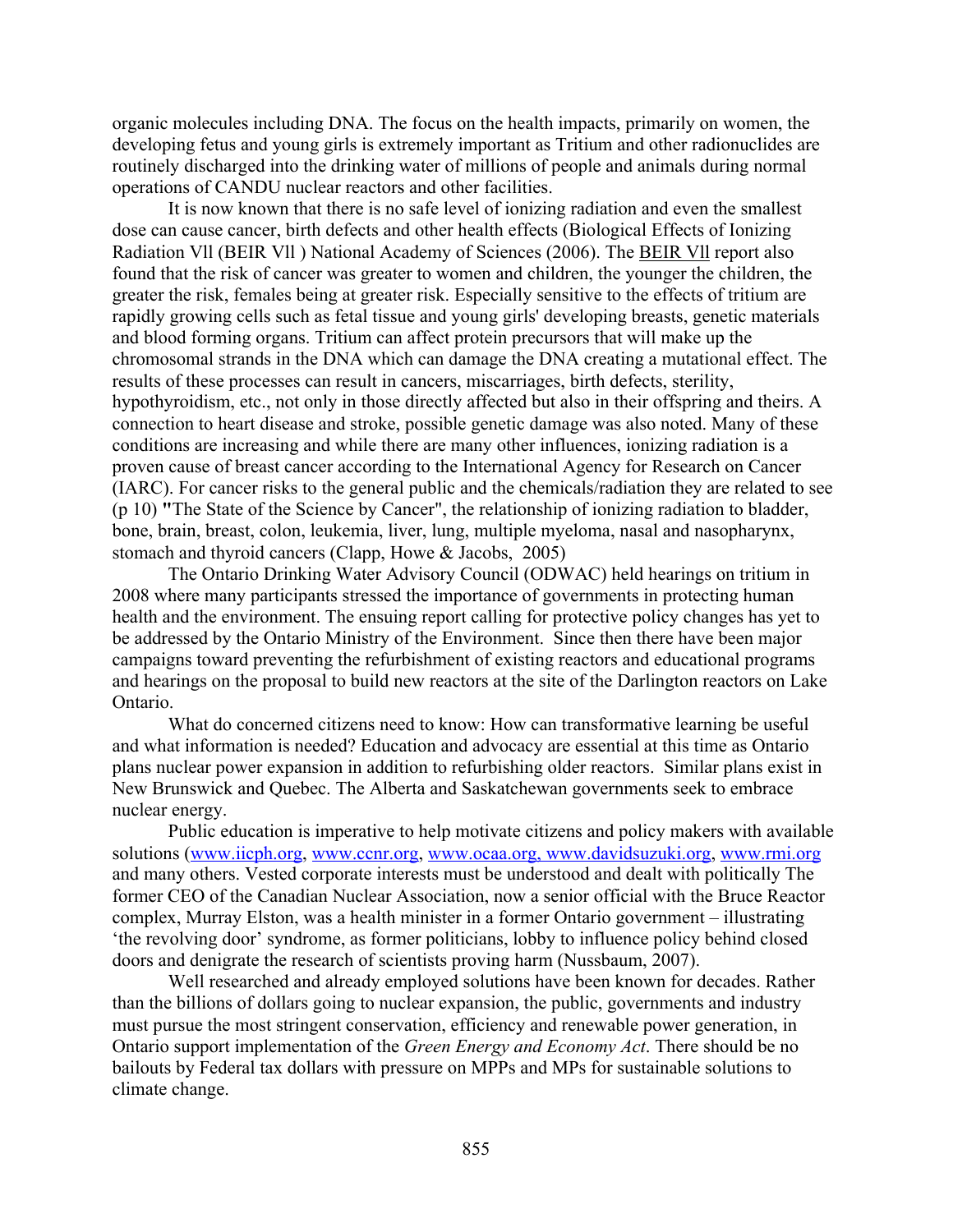organic molecules including DNA. The focus on the health impacts, primarily on women, the developing fetus and young girls is extremely important as Tritium and other radionuclides are routinely discharged into the drinking water of millions of people and animals during normal operations of CANDU nuclear reactors and other facilities.

It is now known that there is no safe level of ionizing radiation and even the smallest dose can cause cancer, birth defects and other health effects (Biological Effects of Ionizing Radiation Vll (BEIR Vll ) National Academy of Sciences (2006). The BEIR Vll report also found that the risk of cancer was greater to women and children, the younger the children, the greater the risk, females being at greater risk. Especially sensitive to the effects of tritium are rapidly growing cells such as fetal tissue and young girls' developing breasts, genetic materials and blood forming organs. Tritium can affect protein precursors that will make up the chromosomal strands in the DNA which can damage the DNA creating a mutational effect. The results of these processes can result in cancers, miscarriages, birth defects, sterility, hypothyroidism, etc., not only in those directly affected but also in their offspring and theirs. A connection to heart disease and stroke, possible genetic damage was also noted. Many of these conditions are increasing and while there are many other influences, ionizing radiation is a proven cause of breast cancer according to the International Agency for Research on Cancer (IARC). For cancer risks to the general public and the chemicals/radiation they are related to see (p 10) **"**The State of the Science by Cancer", the relationship of ionizing radiation to bladder, bone, brain, breast, colon, leukemia, liver, lung, multiple myeloma, nasal and nasopharynx, stomach and thyroid cancers (Clapp, Howe & Jacobs, 2005)

The Ontario Drinking Water Advisory Council (ODWAC) held hearings on tritium in 2008 where many participants stressed the importance of governments in protecting human health and the environment. The ensuing report calling for protective policy changes has yet to be addressed by the Ontario Ministry of the Environment. Since then there have been major campaigns toward preventing the refurbishment of existing reactors and educational programs and hearings on the proposal to build new reactors at the site of the Darlington reactors on Lake Ontario.

What do concerned citizens need to know: How can transformative learning be useful and what information is needed? Education and advocacy are essential at this time as Ontario plans nuclear power expansion in addition to refurbishing older reactors. Similar plans exist in New Brunswick and Quebec. The Alberta and Saskatchewan governments seek to embrace nuclear energy.

Public education is imperative to help motivate citizens and policy makers with available solutions (www.iicph.org, www.ccnr.org, www.ocaa.org, www.davidsuzuki.org, www.rmi.org and many others. Vested corporate interests must be understood and dealt with politically The former CEO of the Canadian Nuclear Association, now a senior official with the Bruce Reactor complex, Murray Elston, was a health minister in a former Ontario government – illustrating 'the revolving door' syndrome, as former politicians, lobby to influence policy behind closed doors and denigrate the research of scientists proving harm (Nussbaum, 2007).

Well researched and already employed solutions have been known for decades. Rather than the billions of dollars going to nuclear expansion, the public, governments and industry must pursue the most stringent conservation, efficiency and renewable power generation, in Ontario support implementation of the *Green Energy and Economy Act*. There should be no bailouts by Federal tax dollars with pressure on MPPs and MPs for sustainable solutions to climate change.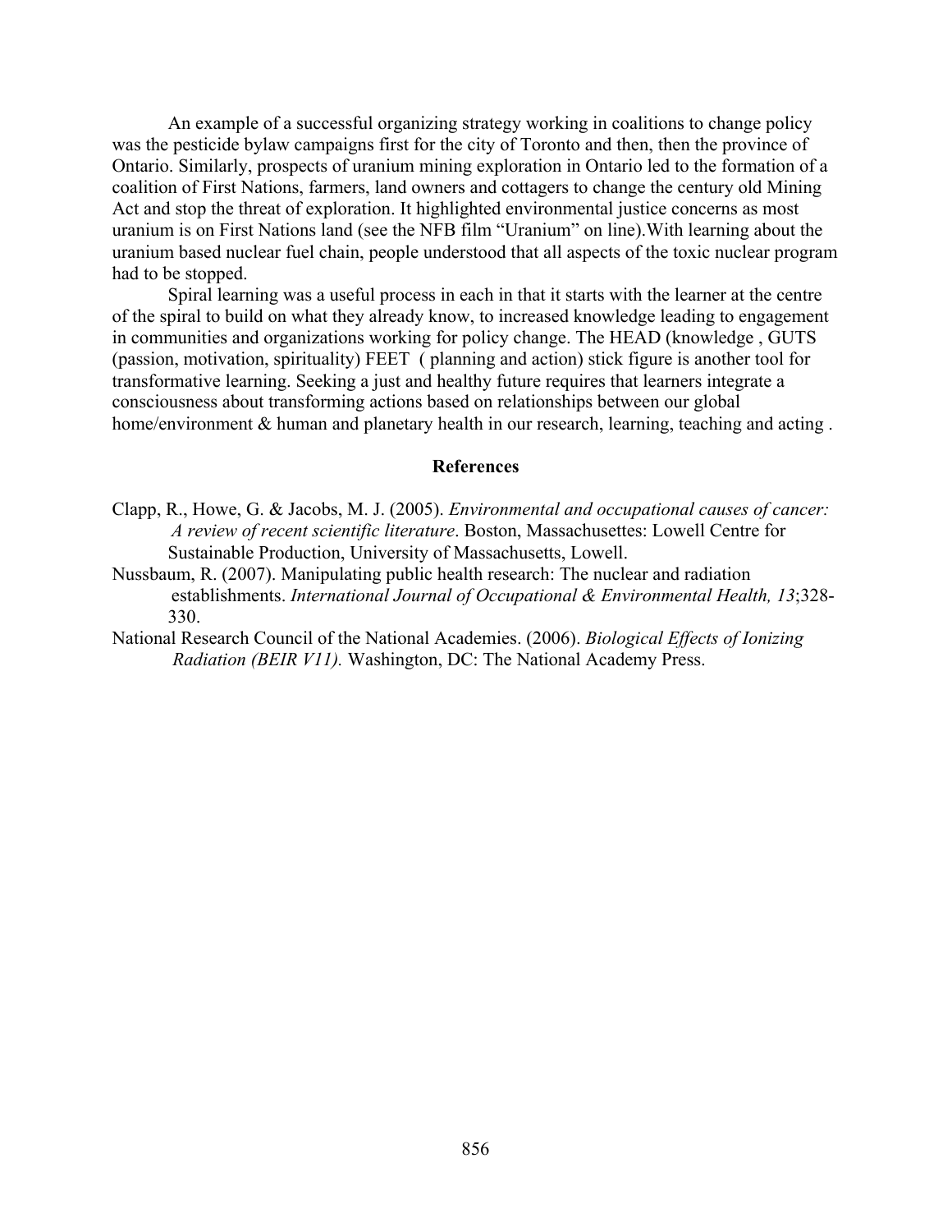An example of a successful organizing strategy working in coalitions to change policy was the pesticide bylaw campaigns first for the city of Toronto and then, then the province of Ontario. Similarly, prospects of uranium mining exploration in Ontario led to the formation of a coalition of First Nations, farmers, land owners and cottagers to change the century old Mining Act and stop the threat of exploration. It highlighted environmental justice concerns as most uranium is on First Nations land (see the NFB film "Uranium" on line).With learning about the uranium based nuclear fuel chain, people understood that all aspects of the toxic nuclear program had to be stopped.

Spiral learning was a useful process in each in that it starts with the learner at the centre of the spiral to build on what they already know, to increased knowledge leading to engagement in communities and organizations working for policy change. The HEAD (knowledge , GUTS (passion, motivation, spirituality) FEET ( planning and action) stick figure is another tool for transformative learning. Seeking a just and healthy future requires that learners integrate a consciousness about transforming actions based on relationships between our global home/environment & human and planetary health in our research, learning, teaching and acting .

**References**

Clapp, R., Howe, G. & Jacobs, M. J. (2005). *Environmental and occupational causes of cancer: A review of recent scientific literature*. Boston, Massachusettes: Lowell Centre for Sustainable Production, University of Massachusetts, Lowell.

Nussbaum, R. (2007). Manipulating public health research: The nuclear and radiation establishments. *International Journal of Occupational & Environmental Health, 13*;328-330.

National Research Council of the National Academies. (2006). *Biological Effects of Ionizing Radiation (BEIR V11).* Washington, DC: The National Academy Press.